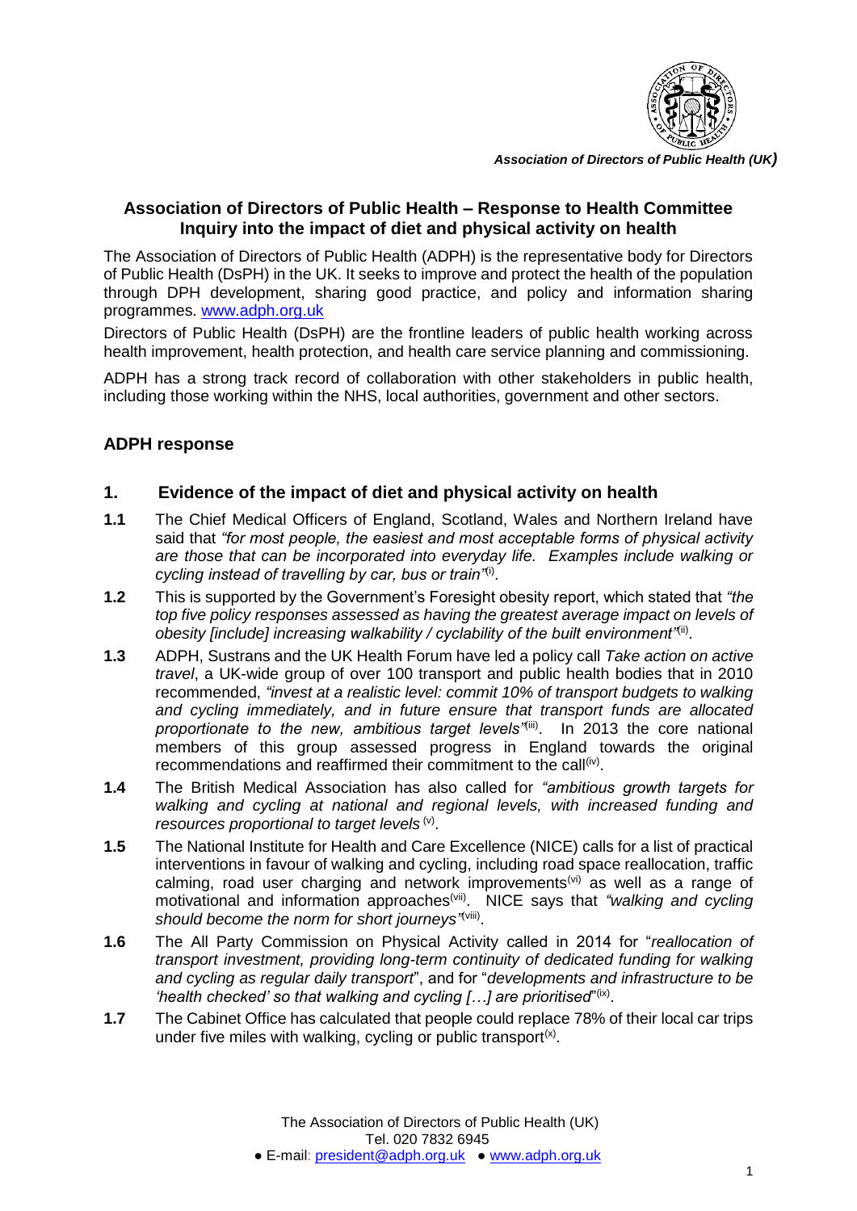*Association of Directors of Public Health (UK)*

## Association of Directors of Public Health – Response to Health Committee Inquiry into the impact of diet and physical activity on health

The Association of Directors of Public Health (ADPH) is the representative body for Directors of Public Health (DsPH) in the UK. It seeks to improve and protect the health of the population through DPH development, sharing good practice, and policy and information sharing programmes. www.adph.org.uk

Directors of Public Health (DsPH) are the frontline leaders of public health working across health improvement, health protection, and health care service planning and commissioning.

ADPH has a strong track record of collaboration with other stakeholders in public health, including those working within the NHS, local authorities, government and other sectors.

### ADPH response

### 1. Evidence of the impact of diet and physical activity on health

**1.1** The Chief Medical Officers of England, Scotland, Wales and Northern Ireland have said that *"for most people, the easiest and most acceptable forms of physical activity are those that can be incorporated into everyday life. Examples include walking or cycling instead of travelling by car, bus or train"*[i].

**1.2** This is supported by the Government's Foresight obesity report, which stated that *"the top five policy responses assessed as having the greatest average impact on levels of obesity [include] increasing walkability / cyclability of the built environment"*[ii].

**1.3** ADPH, Sustrans and the UK Health Forum have led a policy call *Take action on active travel*, a UK-wide group of over 100 transport and public health bodies that in 2010 recommended, *"invest at a realistic level: commit 10% of transport budgets to walking and cycling immediately, and in future ensure that transport funds are allocated proportionate to the new, ambitious target levels"*[iii]. In 2013 the core national members of this group assessed progress in England towards the original recommendations and reaffirmed their commitment to the call[iv].

**1.4** The British Medical Association has also called for *"ambitious growth targets for walking and cycling at national and regional levels, with increased funding and resources proportional to target levels*[v].

**1.5** The National Institute for Health and Care Excellence (NICE) calls for a list of practical interventions in favour of walking and cycling, including road space reallocation, traffic calming, road user charging and network improvements[vi] as well as a range of motivational and information approaches[vii]. NICE says that *"walking and cycling should become the norm for short journeys"*[viii].

**1.6** The All Party Commission on Physical Activity called in 2014 for "*reallocation of transport investment, providing long-term continuity of dedicated funding for walking and cycling as regular daily transport*", and for "*developments and infrastructure to be 'health checked' so that walking and cycling […] are prioritised*"[ix].

**1.7** The Cabinet Office has calculated that people could replace 78% of their local car trips under five miles with walking, cycling or public transport[x].

The Association of Directors of Public Health (UK)
Tel. 020 7832 6945
● E-mail: president@adph.org.uk ● www.adph.org.uk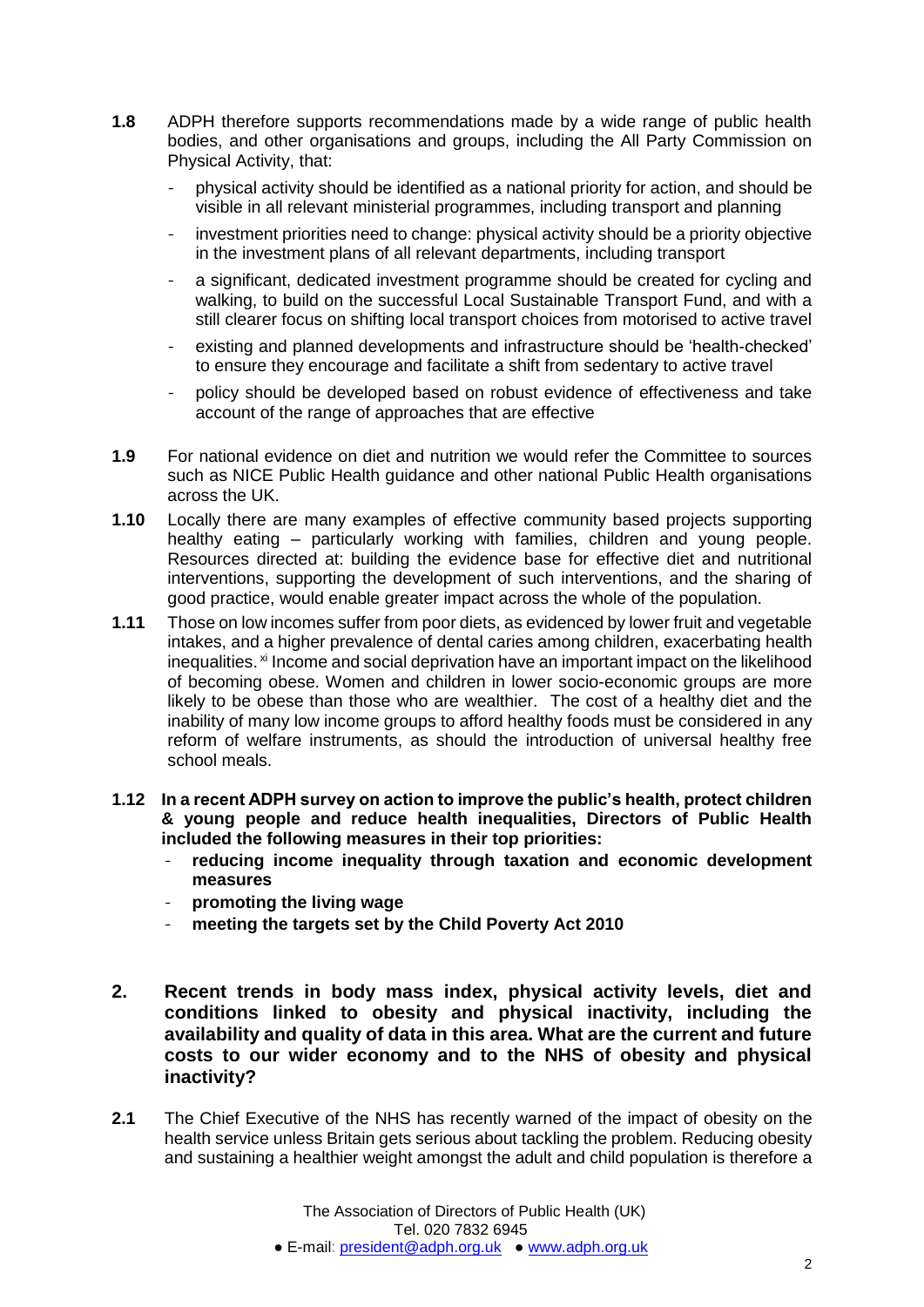**1.8** ADPH therefore supports recommendations made by a wide range of public health bodies, and other organisations and groups, including the All Party Commission on Physical Activity, that:

- physical activity should be identified as a national priority for action, and should be visible in all relevant ministerial programmes, including transport and planning
- investment priorities need to change: physical activity should be a priority objective in the investment plans of all relevant departments, including transport
- a significant, dedicated investment programme should be created for cycling and walking, to build on the successful Local Sustainable Transport Fund, and with a still clearer focus on shifting local transport choices from motorised to active travel
- existing and planned developments and infrastructure should be 'health-checked' to ensure they encourage and facilitate a shift from sedentary to active travel
- policy should be developed based on robust evidence of effectiveness and take account of the range of approaches that are effective

**1.9** For national evidence on diet and nutrition we would refer the Committee to sources such as NICE Public Health guidance and other national Public Health organisations across the UK.

**1.10** Locally there are many examples of effective community based projects supporting healthy eating – particularly working with families, children and young people. Resources directed at: building the evidence base for effective diet and nutritional interventions, supporting the development of such interventions, and the sharing of good practice, would enable greater impact across the whole of the population.

**1.11** Those on low incomes suffer from poor diets, as evidenced by lower fruit and vegetable intakes, and a higher prevalence of dental caries among children, exacerbating health inequalities.[xi] Income and social deprivation have an important impact on the likelihood of becoming obese. Women and children in lower socio-economic groups are more likely to be obese than those who are wealthier. The cost of a healthy diet and the inability of many low income groups to afford healthy foods must be considered in any reform of welfare instruments, as should the introduction of universal healthy free school meals.

**1.12 In a recent ADPH survey on action to improve the public's health, protect children & young people and reduce health inequalities, Directors of Public Health included the following measures in their top priorities:**

- **reducing income inequality through taxation and economic development measures**
- **promoting the living wage**
- **meeting the targets set by the Child Poverty Act 2010**

## 2. Recent trends in body mass index, physical activity levels, diet and conditions linked to obesity and physical inactivity, including the availability and quality of data in this area. What are the current and future costs to our wider economy and to the NHS of obesity and physical inactivity?

**2.1** The Chief Executive of the NHS has recently warned of the impact of obesity on the health service unless Britain gets serious about tackling the problem. Reducing obesity and sustaining a healthier weight amongst the adult and child population is therefore a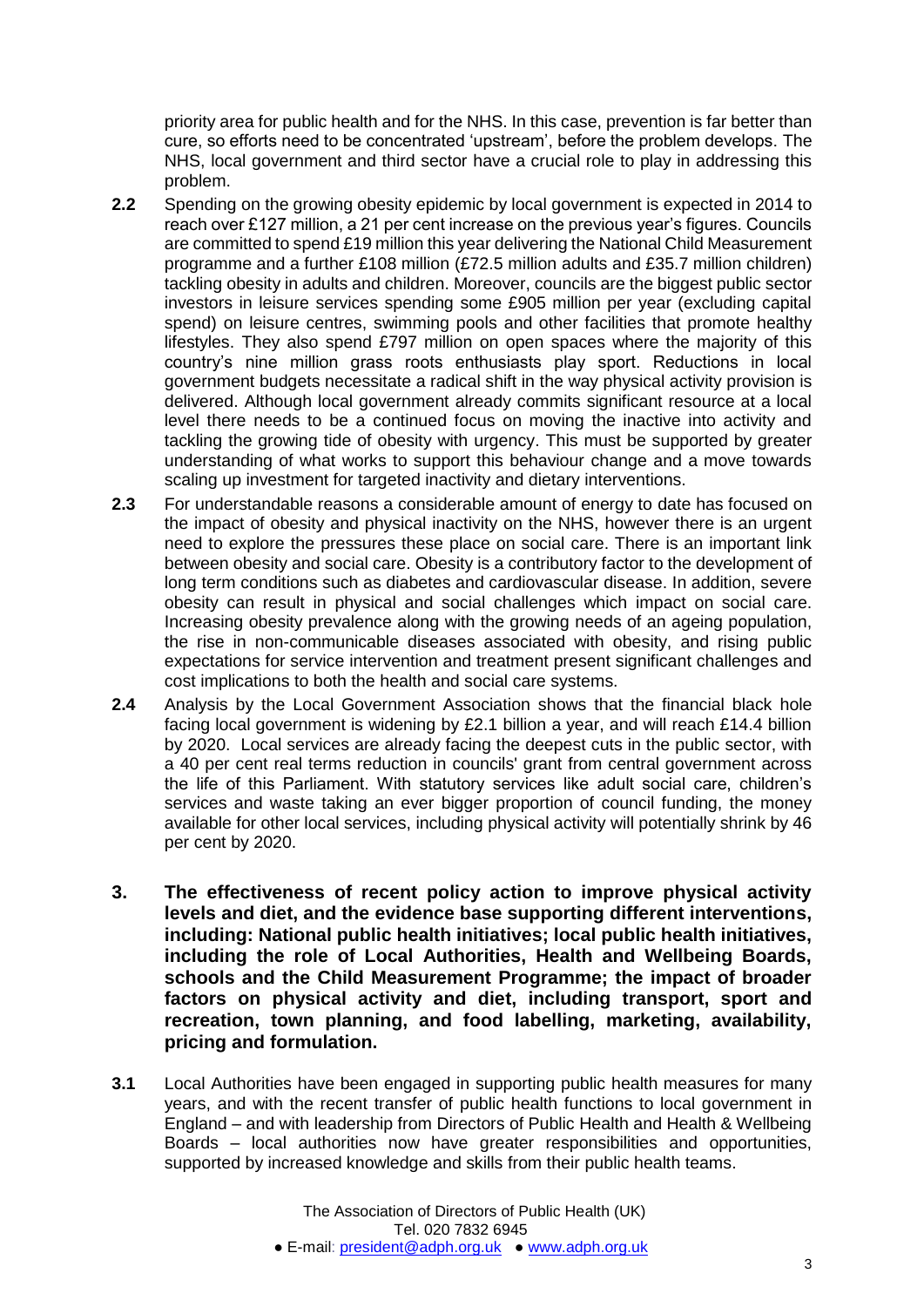priority area for public health and for the NHS. In this case, prevention is far better than cure, so efforts need to be concentrated 'upstream', before the problem develops. The NHS, local government and third sector have a crucial role to play in addressing this problem.

**2.2** Spending on the growing obesity epidemic by local government is expected in 2014 to reach over £127 million, a 21 per cent increase on the previous year's figures. Councils are committed to spend £19 million this year delivering the National Child Measurement programme and a further £108 million (£72.5 million adults and £35.7 million children) tackling obesity in adults and children. Moreover, councils are the biggest public sector investors in leisure services spending some £905 million per year (excluding capital spend) on leisure centres, swimming pools and other facilities that promote healthy lifestyles. They also spend £797 million on open spaces where the majority of this country's nine million grass roots enthusiasts play sport. Reductions in local government budgets necessitate a radical shift in the way physical activity provision is delivered. Although local government already commits significant resource at a local level there needs to be a continued focus on moving the inactive into activity and tackling the growing tide of obesity with urgency. This must be supported by greater understanding of what works to support this behaviour change and a move towards scaling up investment for targeted inactivity and dietary interventions.

**2.3** For understandable reasons a considerable amount of energy to date has focused on the impact of obesity and physical inactivity on the NHS, however there is an urgent need to explore the pressures these place on social care. There is an important link between obesity and social care. Obesity is a contributory factor to the development of long term conditions such as diabetes and cardiovascular disease. In addition, severe obesity can result in physical and social challenges which impact on social care. Increasing obesity prevalence along with the growing needs of an ageing population, the rise in non-communicable diseases associated with obesity, and rising public expectations for service intervention and treatment present significant challenges and cost implications to both the health and social care systems.

**2.4** Analysis by the Local Government Association shows that the financial black hole facing local government is widening by £2.1 billion a year, and will reach £14.4 billion by 2020. Local services are already facing the deepest cuts in the public sector, with a 40 per cent real terms reduction in councils' grant from central government across the life of this Parliament. With statutory services like adult social care, children's services and waste taking an ever bigger proportion of council funding, the money available for other local services, including physical activity will potentially shrink by 46 per cent by 2020.

## 3. The effectiveness of recent policy action to improve physical activity levels and diet, and the evidence base supporting different interventions, including: National public health initiatives; local public health initiatives, including the role of Local Authorities, Health and Wellbeing Boards, schools and the Child Measurement Programme; the impact of broader factors on physical activity and diet, including transport, sport and recreation, town planning, and food labelling, marketing, availability, pricing and formulation.

**3.1** Local Authorities have been engaged in supporting public health measures for many years, and with the recent transfer of public health functions to local government in England – and with leadership from Directors of Public Health and Health & Wellbeing Boards – local authorities now have greater responsibilities and opportunities, supported by increased knowledge and skills from their public health teams.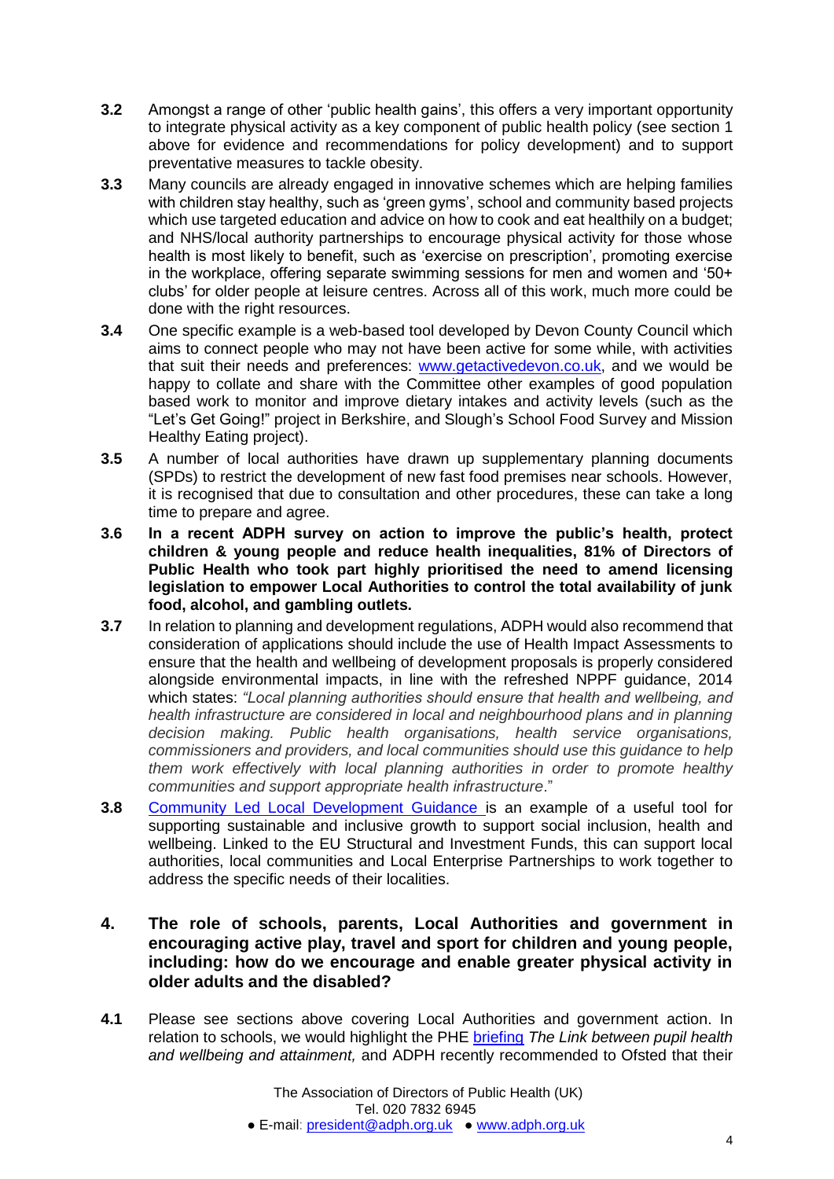**3.2** Amongst a range of other 'public health gains', this offers a very important opportunity to integrate physical activity as a key component of public health policy (see section 1 above for evidence and recommendations for policy development) and to support preventative measures to tackle obesity.

**3.3** Many councils are already engaged in innovative schemes which are helping families with children stay healthy, such as 'green gyms', school and community based projects which use targeted education and advice on how to cook and eat healthily on a budget; and NHS/local authority partnerships to encourage physical activity for those whose health is most likely to benefit, such as 'exercise on prescription', promoting exercise in the workplace, offering separate swimming sessions for men and women and '50+ clubs' for older people at leisure centres. Across all of this work, much more could be done with the right resources.

**3.4** One specific example is a web-based tool developed by Devon County Council which aims to connect people who may not have been active for some while, with activities that suit their needs and preferences: [www.getactivedevon.co.uk](www.getactivedevon.co.uk), and we would be happy to collate and share with the Committee other examples of good population based work to monitor and improve dietary intakes and activity levels (such as the "Let's Get Going!" project in Berkshire, and Slough's School Food Survey and Mission Healthy Eating project).

**3.5** A number of local authorities have drawn up supplementary planning documents (SPDs) to restrict the development of new fast food premises near schools. However, it is recognised that due to consultation and other procedures, these can take a long time to prepare and agree.

**3.6** **In a recent ADPH survey on action to improve the public's health, protect children & young people and reduce health inequalities, 81% of Directors of Public Health who took part highly prioritised the need to amend licensing legislation to empower Local Authorities to control the total availability of junk food, alcohol, and gambling outlets.**

**3.7** In relation to planning and development regulations, ADPH would also recommend that consideration of applications should include the use of Health Impact Assessments to ensure that the health and wellbeing of development proposals is properly considered alongside environmental impacts, in line with the refreshed NPPF guidance, 2014 which states: *"Local planning authorities should ensure that health and wellbeing, and health infrastructure are considered in local and neighbourhood plans and in planning decision making. Public health organisations, health service organisations, commissioners and providers, and local communities should use this guidance to help them work effectively with local planning authorities in order to promote healthy communities and support appropriate health infrastructure*."

**3.8** Community Led Local Development Guidance is an example of a useful tool for supporting sustainable and inclusive growth to support social inclusion, health and wellbeing. Linked to the EU Structural and Investment Funds, this can support local authorities, local communities and Local Enterprise Partnerships to work together to address the specific needs of their localities.

## 4. The role of schools, parents, Local Authorities and government in encouraging active play, travel and sport for children and young people, including: how do we encourage and enable greater physical activity in older adults and the disabled?

**4.1** Please see sections above covering Local Authorities and government action. In relation to schools, we would highlight the PHE briefing *The Link between pupil health and wellbeing and attainment,* and ADPH recently recommended to Ofsted that their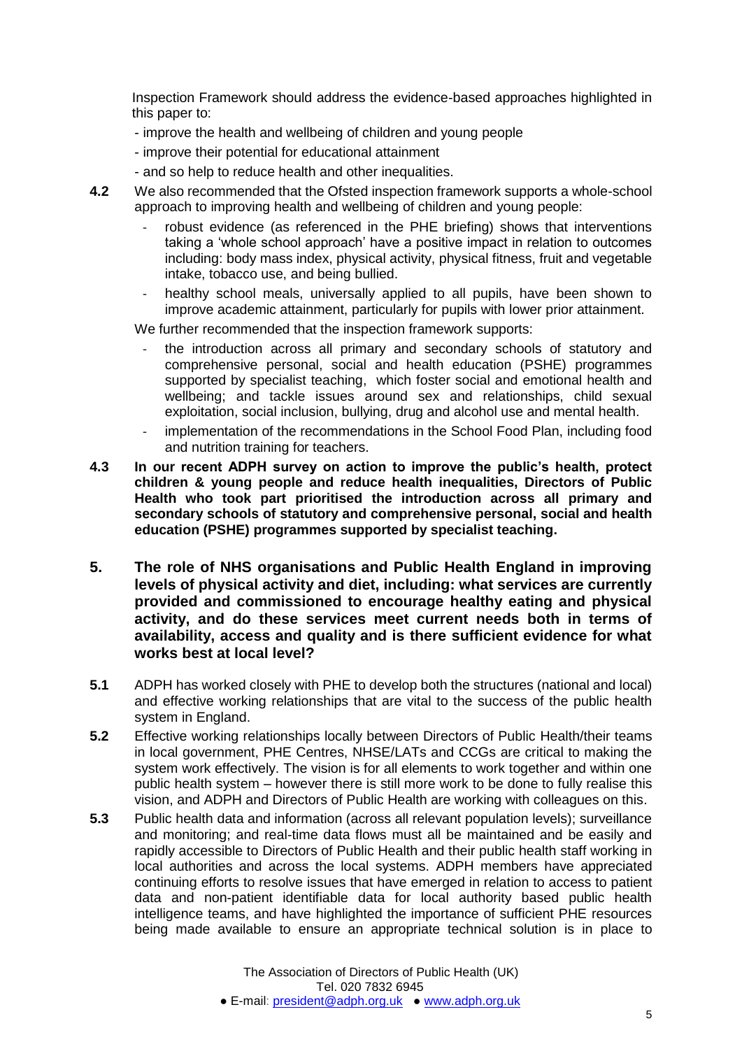Inspection Framework should address the evidence-based approaches highlighted in this paper to:

- improve the health and wellbeing of children and young people
- improve their potential for educational attainment
- and so help to reduce health and other inequalities.

**4.2** We also recommended that the Ofsted inspection framework supports a whole-school approach to improving health and wellbeing of children and young people:

- robust evidence (as referenced in the PHE briefing) shows that interventions taking a 'whole school approach' have a positive impact in relation to outcomes including: body mass index, physical activity, physical fitness, fruit and vegetable intake, tobacco use, and being bullied.
- healthy school meals, universally applied to all pupils, have been shown to improve academic attainment, particularly for pupils with lower prior attainment.

We further recommended that the inspection framework supports:

- the introduction across all primary and secondary schools of statutory and comprehensive personal, social and health education (PSHE) programmes supported by specialist teaching, which foster social and emotional health and wellbeing; and tackle issues around sex and relationships, child sexual exploitation, social inclusion, bullying, drug and alcohol use and mental health.
- implementation of the recommendations in the School Food Plan, including food and nutrition training for teachers.

**4.3** **In our recent ADPH survey on action to improve the public's health, protect children & young people and reduce health inequalities, Directors of Public Health who took part prioritised the introduction across all primary and secondary schools of statutory and comprehensive personal, social and health education (PSHE) programmes supported by specialist teaching.**

## 5. The role of NHS organisations and Public Health England in improving levels of physical activity and diet, including: what services are currently provided and commissioned to encourage healthy eating and physical activity, and do these services meet current needs both in terms of availability, access and quality and is there sufficient evidence for what works best at local level?

**5.1** ADPH has worked closely with PHE to develop both the structures (national and local) and effective working relationships that are vital to the success of the public health system in England.

**5.2** Effective working relationships locally between Directors of Public Health/their teams in local government, PHE Centres, NHSE/LATs and CCGs are critical to making the system work effectively. The vision is for all elements to work together and within one public health system – however there is still more work to be done to fully realise this vision, and ADPH and Directors of Public Health are working with colleagues on this.

**5.3** Public health data and information (across all relevant population levels); surveillance and monitoring; and real-time data flows must all be maintained and be easily and rapidly accessible to Directors of Public Health and their public health staff working in local authorities and across the local systems. ADPH members have appreciated continuing efforts to resolve issues that have emerged in relation to access to patient data and non-patient identifiable data for local authority based public health intelligence teams, and have highlighted the importance of sufficient PHE resources being made available to ensure an appropriate technical solution is in place to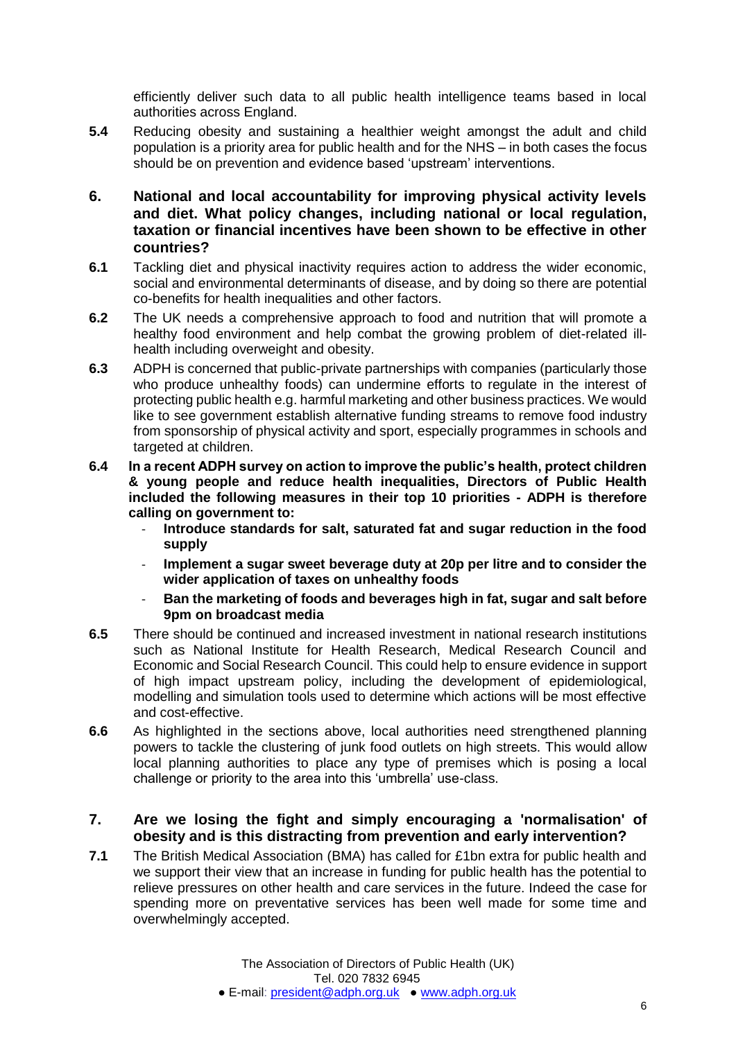efficiently deliver such data to all public health intelligence teams based in local authorities across England.

**5.4** Reducing obesity and sustaining a healthier weight amongst the adult and child population is a priority area for public health and for the NHS – in both cases the focus should be on prevention and evidence based 'upstream' interventions.

## 6. National and local accountability for improving physical activity levels and diet. What policy changes, including national or local regulation, taxation or financial incentives have been shown to be effective in other countries?

**6.1** Tackling diet and physical inactivity requires action to address the wider economic, social and environmental determinants of disease, and by doing so there are potential co-benefits for health inequalities and other factors.

**6.2** The UK needs a comprehensive approach to food and nutrition that will promote a healthy food environment and help combat the growing problem of diet-related ill-health including overweight and obesity.

**6.3** ADPH is concerned that public-private partnerships with companies (particularly those who produce unhealthy foods) can undermine efforts to regulate in the interest of protecting public health e.g. harmful marketing and other business practices. We would like to see government establish alternative funding streams to remove food industry from sponsorship of physical activity and sport, especially programmes in schools and targeted at children.

**6.4** **In a recent ADPH survey on action to improve the public's health, protect children & young people and reduce health inequalities, Directors of Public Health included the following measures in their top 10 priorities - ADPH is therefore calling on government to:**

- **Introduce standards for salt, saturated fat and sugar reduction in the food supply**
- **Implement a sugar sweet beverage duty at 20p per litre and to consider the wider application of taxes on unhealthy foods**
- **Ban the marketing of foods and beverages high in fat, sugar and salt before 9pm on broadcast media**

**6.5** There should be continued and increased investment in national research institutions such as National Institute for Health Research, Medical Research Council and Economic and Social Research Council. This could help to ensure evidence in support of high impact upstream policy, including the development of epidemiological, modelling and simulation tools used to determine which actions will be most effective and cost-effective.

**6.6** As highlighted in the sections above, local authorities need strengthened planning powers to tackle the clustering of junk food outlets on high streets. This would allow local planning authorities to place any type of premises which is posing a local challenge or priority to the area into this 'umbrella' use-class.

## 7. Are we losing the fight and simply encouraging a 'normalisation' of obesity and is this distracting from prevention and early intervention?

**7.1** The British Medical Association (BMA) has called for £1bn extra for public health and we support their view that an increase in funding for public health has the potential to relieve pressures on other health and care services in the future. Indeed the case for spending more on preventative services has been well made for some time and overwhelmingly accepted.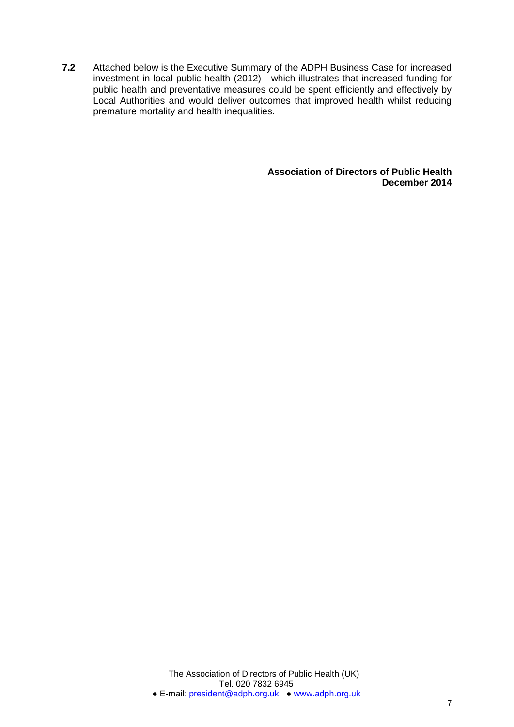**7.2** Attached below is the Executive Summary of the ADPH Business Case for increased investment in local public health (2012) - which illustrates that increased funding for public health and preventative measures could be spent efficiently and effectively by Local Authorities and would deliver outcomes that improved health whilst reducing premature mortality and health inequalities.

**Association of Directors of Public Health**
**December 2014**

The Association of Directors of Public Health (UK)
Tel. 020 7832 6945
● E-mail: president@adph.org.uk ● www.adph.org.uk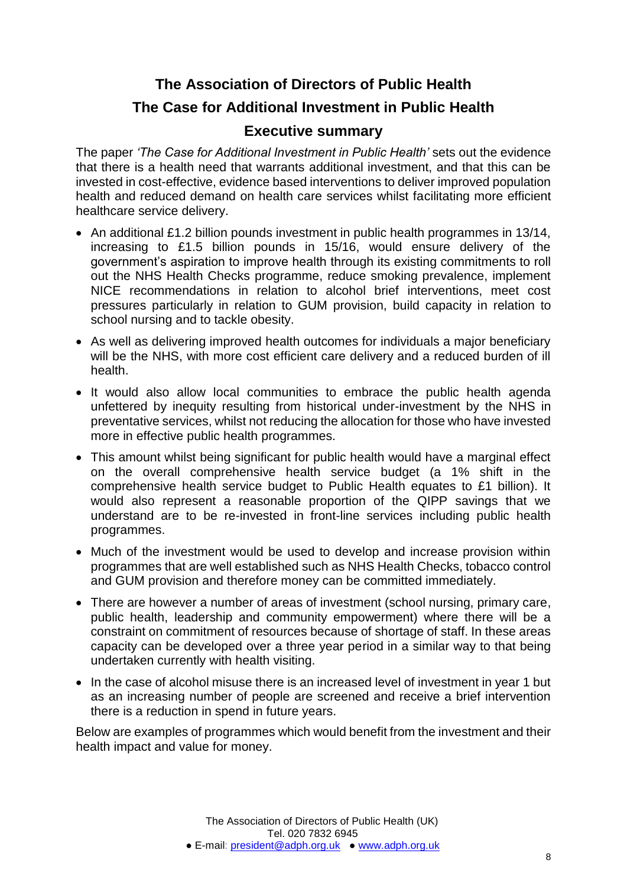# The Association of Directors of Public Health

## The Case for Additional Investment in Public Health

## Executive summary

The paper *'The Case for Additional Investment in Public Health'* sets out the evidence that there is a health need that warrants additional investment, and that this can be invested in cost-effective, evidence based interventions to deliver improved population health and reduced demand on health care services whilst facilitating more efficient healthcare service delivery.

- An additional £1.2 billion pounds investment in public health programmes in 13/14, increasing to £1.5 billion pounds in 15/16, would ensure delivery of the government's aspiration to improve health through its existing commitments to roll out the NHS Health Checks programme, reduce smoking prevalence, implement NICE recommendations in relation to alcohol brief interventions, meet cost pressures particularly in relation to GUM provision, build capacity in relation to school nursing and to tackle obesity.
- As well as delivering improved health outcomes for individuals a major beneficiary will be the NHS, with more cost efficient care delivery and a reduced burden of ill health.
- It would also allow local communities to embrace the public health agenda unfettered by inequity resulting from historical under-investment by the NHS in preventative services, whilst not reducing the allocation for those who have invested more in effective public health programmes.
- This amount whilst being significant for public health would have a marginal effect on the overall comprehensive health service budget (a 1% shift in the comprehensive health service budget to Public Health equates to £1 billion). It would also represent a reasonable proportion of the QIPP savings that we understand are to be re-invested in front-line services including public health programmes.
- Much of the investment would be used to develop and increase provision within programmes that are well established such as NHS Health Checks, tobacco control and GUM provision and therefore money can be committed immediately.
- There are however a number of areas of investment (school nursing, primary care, public health, leadership and community empowerment) where there will be a constraint on commitment of resources because of shortage of staff. In these areas capacity can be developed over a three year period in a similar way to that being undertaken currently with health visiting.
- In the case of alcohol misuse there is an increased level of investment in year 1 but as an increasing number of people are screened and receive a brief intervention there is a reduction in spend in future years.

Below are examples of programmes which would benefit from the investment and their health impact and value for money.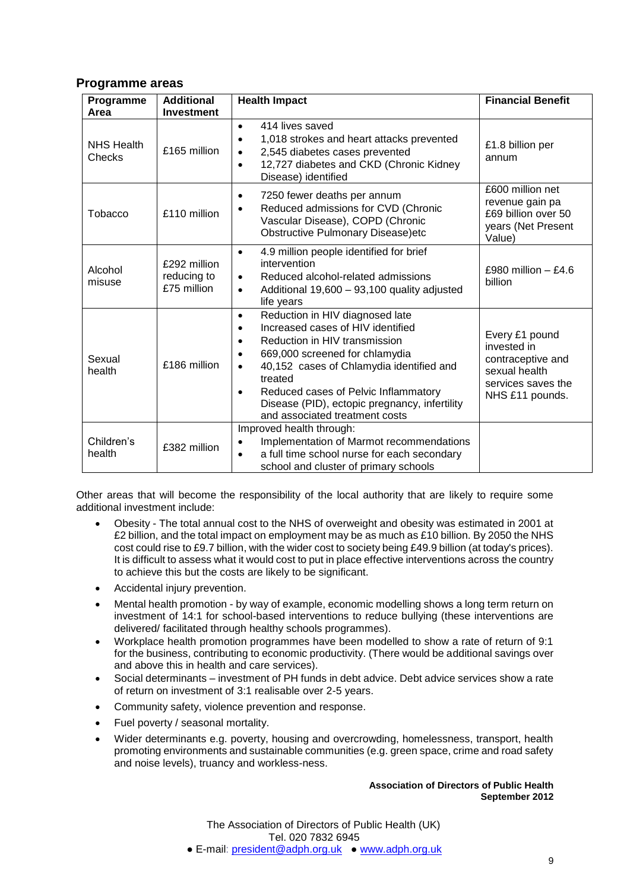## Programme areas

| Programme Area | Additional Investment | Health Impact | Financial Benefit |
|---|---|---|---|
| NHS Health Checks | £165 million | • 414 lives saved<br>• 1,018 strokes and heart attacks prevented<br>• 2,545 diabetes cases prevented<br>• 12,727 diabetes and CKD (Chronic Kidney Disease) identified | £1.8 billion per annum |
| Tobacco | £110 million | • 7250 fewer deaths per annum<br>• Reduced admissions for CVD (Chronic Vascular Disease), COPD (Chronic Obstructive Pulmonary Disease)etc | £600 million net revenue gain pa £69 billion over 50 years (Net Present Value) |
| Alcohol misuse | £292 million reducing to £75 million | • 4.9 million people identified for brief intervention<br>• Reduced alcohol-related admissions<br>• Additional 19,600 – 93,100 quality adjusted life years | £980 million – £4.6 billion |
| Sexual health | £186 million | • Reduction in HIV diagnosed late<br>• Increased cases of HIV identified<br>• Reduction in HIV transmission<br>• 669,000 screened for chlamydia<br>• 40,152 cases of Chlamydia identified and treated<br>• Reduced cases of Pelvic Inflammatory Disease (PID), ectopic pregnancy, infertility and associated treatment costs | Every £1 pound invested in contraceptive and sexual health services saves the NHS £11 pounds. |
| Children's health | £382 million | Improved health through:<br>• Implementation of Marmot recommendations<br>• a full time school nurse for each secondary school and cluster of primary schools | |

Other areas that will become the responsibility of the local authority that are likely to require some additional investment include:

- Obesity - The total annual cost to the NHS of overweight and obesity was estimated in 2001 at £2 billion, and the total impact on employment may be as much as £10 billion. By 2050 the NHS cost could rise to £9.7 billion, with the wider cost to society being £49.9 billion (at today's prices). It is difficult to assess what it would cost to put in place effective interventions across the country to achieve this but the costs are likely to be significant.
- Accidental injury prevention.
- Mental health promotion - by way of example, economic modelling shows a long term return on investment of 14:1 for school-based interventions to reduce bullying (these interventions are delivered/ facilitated through healthy schools programmes).
- Workplace health promotion programmes have been modelled to show a rate of return of 9:1 for the business, contributing to economic productivity. (There would be additional savings over and above this in health and care services).
- Social determinants – investment of PH funds in debt advice. Debt advice services show a rate of return on investment of 3:1 realisable over 2-5 years.
- Community safety, violence prevention and response.
- Fuel poverty / seasonal mortality.
- Wider determinants e.g. poverty, housing and overcrowding, homelessness, transport, health promoting environments and sustainable communities (e.g. green space, crime and road safety and noise levels), truancy and workless-ness.

**Association of Directors of Public Health**
**September 2012**

The Association of Directors of Public Health (UK)
Tel. 020 7832 6945
● E-mail: president@adph.org.uk ● www.adph.org.uk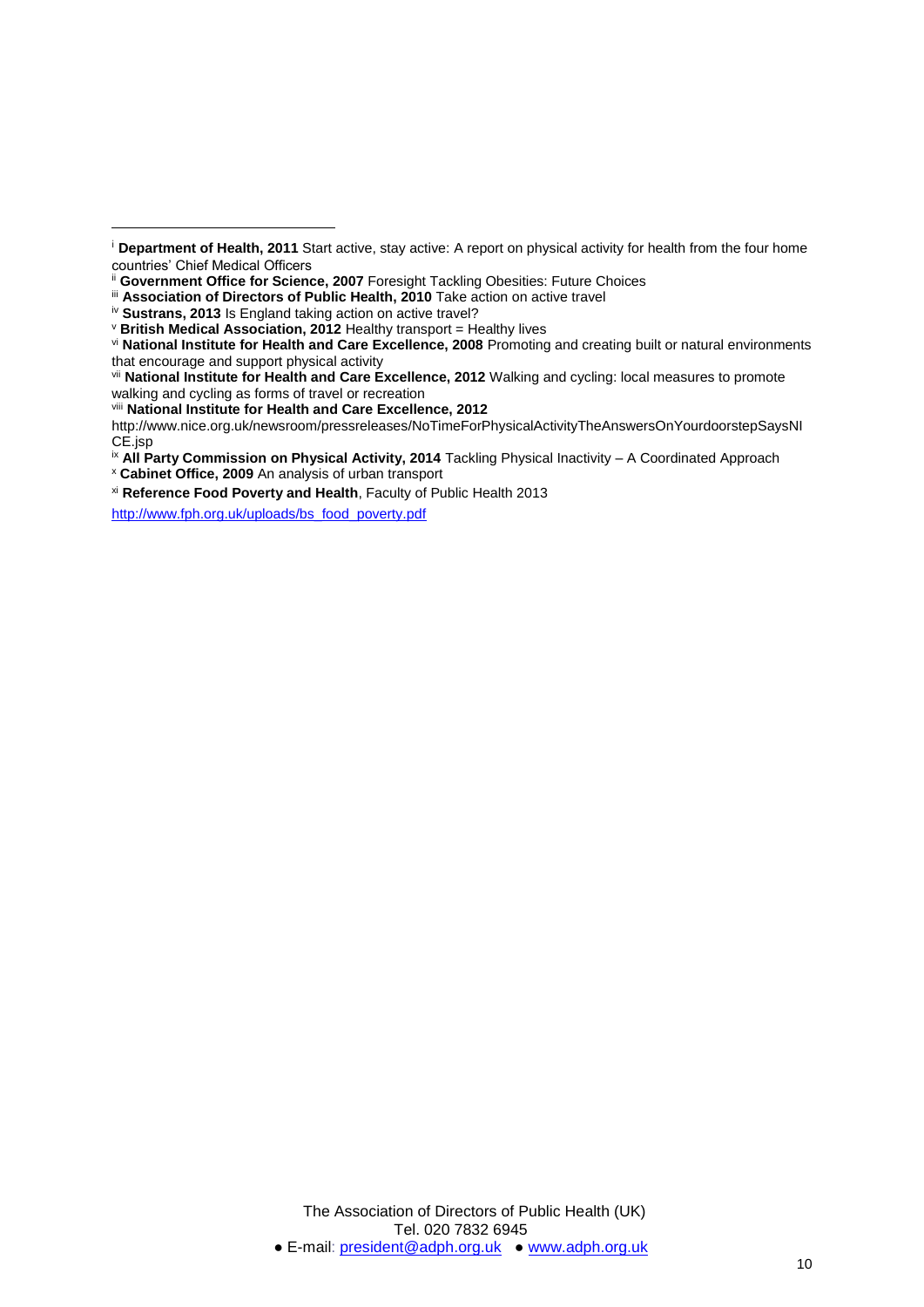[i] **Department of Health, 2011** Start active, stay active: A report on physical activity for health from the four home countries' Chief Medical Officers

[ii] **Government Office for Science, 2007** Foresight Tackling Obesities: Future Choices

[iii] **Association of Directors of Public Health, 2010** Take action on active travel

[iv] **Sustrans, 2013** Is England taking action on active travel?

[v] **British Medical Association, 2012** Healthy transport = Healthy lives

[vi] **National Institute for Health and Care Excellence, 2008** Promoting and creating built or natural environments that encourage and support physical activity

[vii] **National Institute for Health and Care Excellence, 2012** Walking and cycling: local measures to promote walking and cycling as forms of travel or recreation

[viii] **National Institute for Health and Care Excellence, 2012**
http://www.nice.org.uk/newsroom/pressreleases/NoTimeForPhysicalActivityTheAnswersOnYourdoorstepSaysNICE.jsp

[ix] **All Party Commission on Physical Activity, 2014** Tackling Physical Inactivity – A Coordinated Approach

[x] **Cabinet Office, 2009** An analysis of urban transport

[xi] **Reference Food Poverty and Health**, Faculty of Public Health 2013

http://www.fph.org.uk/uploads/bs_food_poverty.pdf

The Association of Directors of Public Health (UK)
Tel. 020 7832 6945
● E-mail: president@adph.org.uk ● www.adph.org.uk